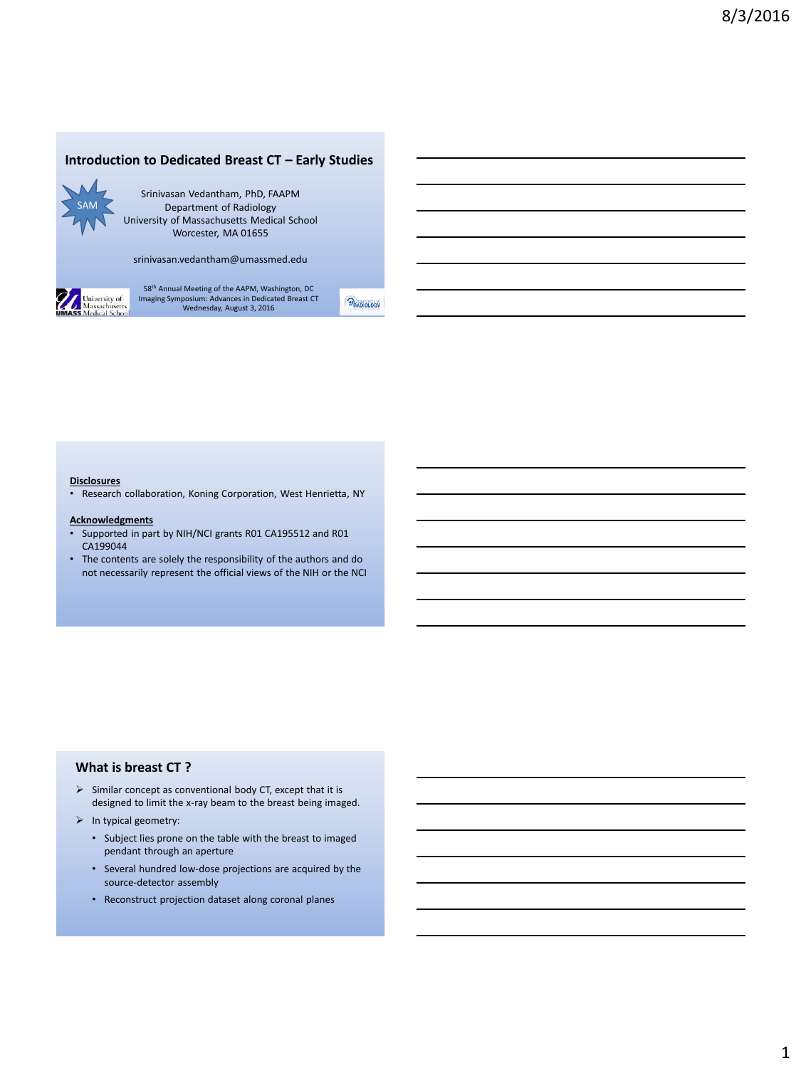# Introduction to Dedicated Breast CT – Early Studies

SAM

Srinivasan Vedantham, PhD, FAAPM
Department of Radiology
University of Massachusetts Medical School
Worcester, MA 01655

srinivasan.vedantham@umassmed.edu

58th Annual Meeting of the AAPM, Washington, DC
Imaging Symposium: Advances in Dedicated Breast CT
Wednesday, August 3, 2016

---

**Disclosures**

- Research collaboration, Koning Corporation, West Henrietta, NY

**Acknowledgments**

- Supported in part by NIH/NCI grants R01 CA195512 and R01 CA199044
- The contents are solely the responsibility of the authors and do not necessarily represent the official views of the NIH or the NCI

---

## What is breast CT ?

- Similar concept as conventional body CT, except that it is designed to limit the x-ray beam to the breast being imaged.
- In typical geometry:
  - Subject lies prone on the table with the breast to imaged pendant through an aperture
  - Several hundred low-dose projections are acquired by the source-detector assembly
  - Reconstruct projection dataset along coronal planes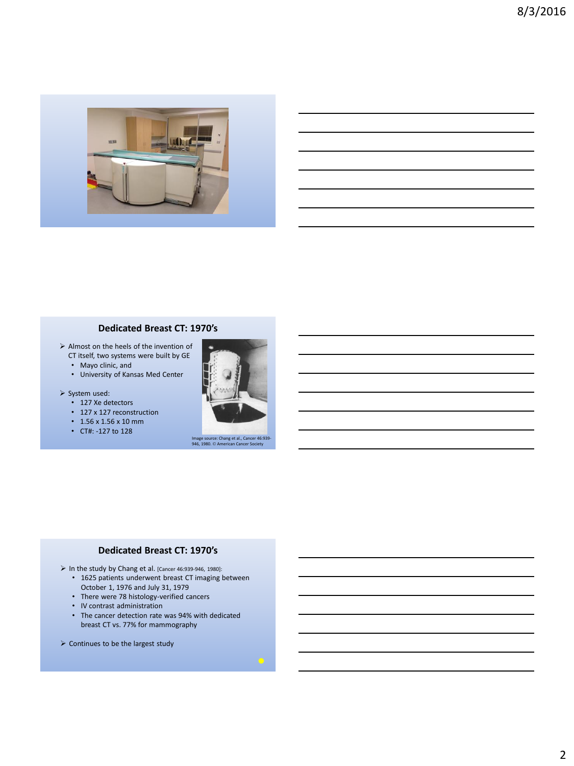## Dedicated Breast CT: 1970's

- Almost on the heels of the invention of CT itself, two systems were built by GE
  - Mayo clinic, and
  - University of Kansas Med Center
- System used:
  - 127 Xe detectors
  - 127 x 127 reconstruction
  - 1.56 x 1.56 x 10 mm
  - CT#: -127 to 128

Image source: Chang et al., Cancer 46:939-946, 1980. © American Cancer Society

## Dedicated Breast CT: 1970's

- In the study by Chang et al. [Cancer 46:939-946, 1980]:
  - 1625 patients underwent breast CT imaging between October 1, 1976 and July 31, 1979
  - There were 78 histology-verified cancers
  - IV contrast administration
  - The cancer detection rate was 94% with dedicated breast CT vs. 77% for mammography
- Continues to be the largest study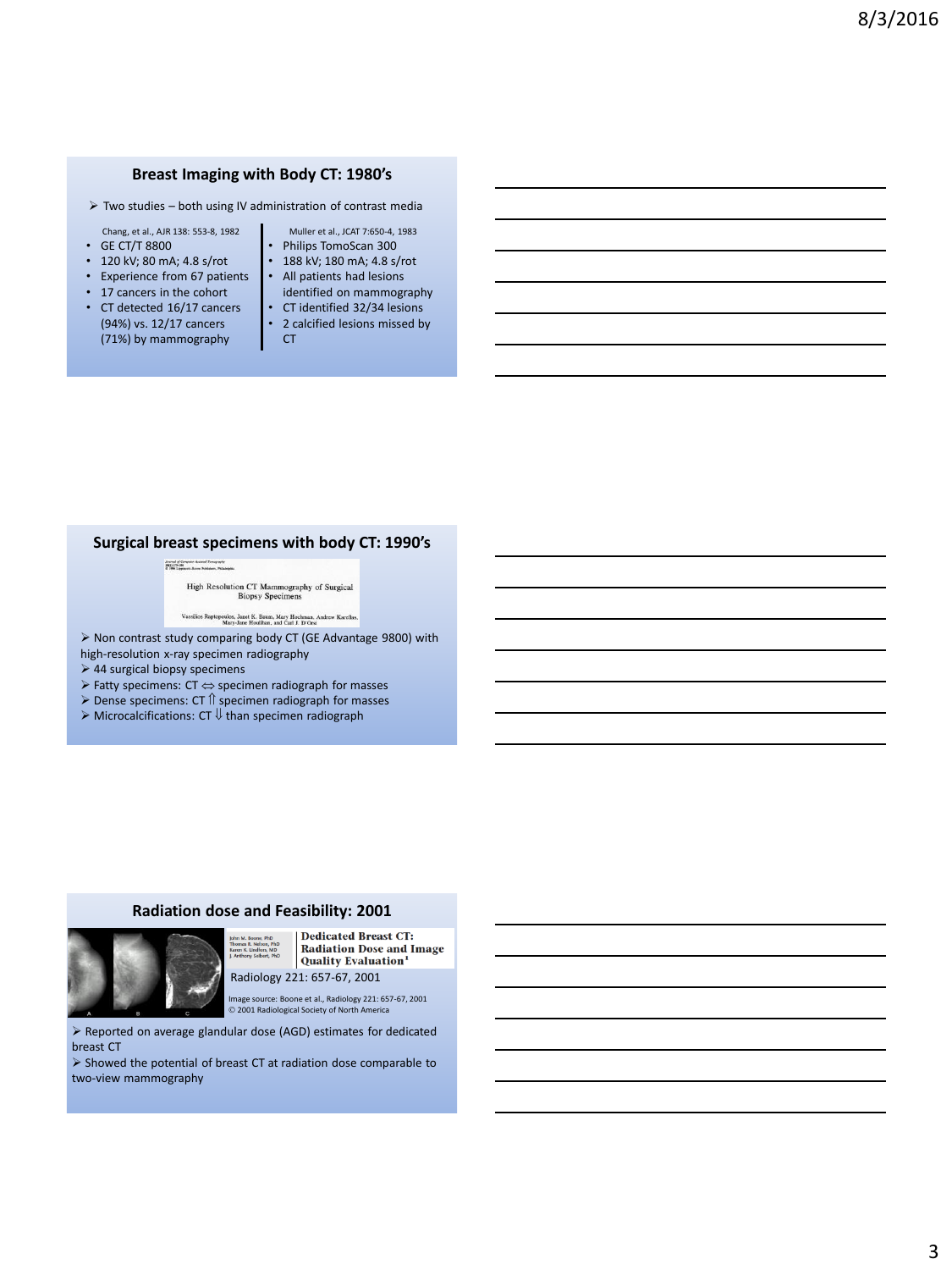## Breast Imaging with Body CT: 1980's

- Two studies – both using IV administration of contrast media

Chang, et al., AJR 138: 553-8, 1982

- GE CT/T 8800
- 120 kV; 80 mA; 4.8 s/rot
- Experience from 67 patients
- 17 cancers in the cohort
- CT detected 16/17 cancers (94%) vs. 12/17 cancers (71%) by mammography

Muller et al., JCAT 7:650-4, 1983

- Philips TomoScan 300
- 188 kV; 180 mA; 4.8 s/rot
- All patients had lesions identified on mammography
- CT identified 32/34 lesions
- 2 calcified lesions missed by CT

## Surgical breast specimens with body CT: 1990's

High Resolution CT Mammography of Surgical Biopsy Specimens

Vassilios Raptopoulos, Janet K. Baum, Mary Hochman, Andrew Karellas, Mary-Jane Houlihan, and Carl J. D'Orsi

- Non contrast study comparing body CT (GE Advantage 9800) with high-resolution x-ray specimen radiography
- 44 surgical biopsy specimens
- Fatty specimens: CT ⇔ specimen radiograph for masses
- Dense specimens: CT ⇑ specimen radiograph for masses
- Microcalcifications: CT ⇓ than specimen radiograph

## Radiation dose and Feasibility: 2001

John M. Boone, PhD; Thomas R. Nelson, PhD; Karen K. Lindfors, MD; J. Anthony Seibert, PhD

Dedicated Breast CT: Radiation Dose and Image Quality Evaluation[1]

Radiology 221: 657-67, 2001

Image source: Boone et al., Radiology 221: 657-67, 2001 © 2001 Radiological Society of North America

- Reported on average glandular dose (AGD) estimates for dedicated breast CT
- Showed the potential of breast CT at radiation dose comparable to two-view mammography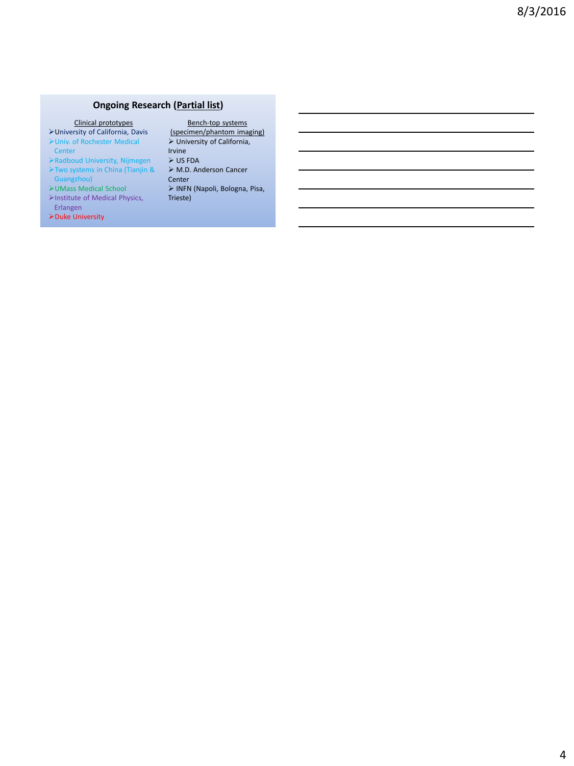## Ongoing Research (Partial list)

**Clinical prototypes**

- University of California, Davis
- Univ. of Rochester Medical Center
- Radboud University, Nijmegen
- Two systems in China (Tianjin & Guangzhou)
- UMass Medical School
- Institute of Medical Physics, Erlangen
- Duke University

**Bench-top systems (specimen/phantom imaging)**

- University of California, Irvine
- US FDA
- M.D. Anderson Cancer Center
- INFN (Napoli, Bologna, Pisa, Trieste)